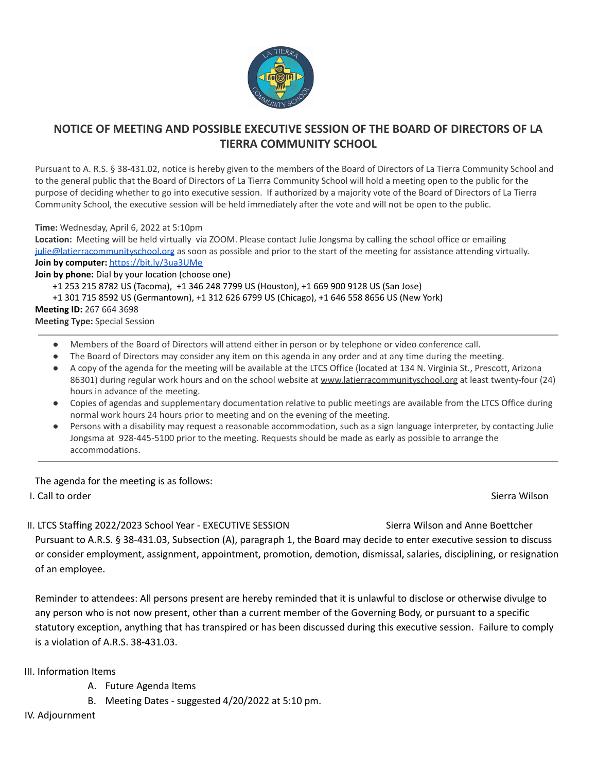# NOTICE OF MEETING AND POSSIBLE EXECUTIVE SESSION OF THE BOARD OF DIRECTORS OF LA TIERRA COMMUNITY SCHOOL

Pursuant to A. R.S. § 38-431.02, notice is hereby given to the members of the Board of Directors of La Tierra Community School and to the general public that the Board of Directors of La Tierra Community School will hold a meeting open to the public for the purpose of deciding whether to go into executive session. If authorized by a majority vote of the Board of Directors of La Tierra Community School, the executive session will be held immediately after the vote and will not be open to the public.

**Time:** Wednesday, April 6, 2022 at 5:10pm
**Location:** Meeting will be held virtually via ZOOM. Please contact Julie Jongsma by calling the school office or emailing julie@latierracommunityschool.org as soon as possible and prior to the start of the meeting for assistance attending virtually.
**Join by computer:** https://bit.ly/3ua3UMe
**Join by phone:** Dial by your location (choose one)
+1 253 215 8782 US (Tacoma), +1 346 248 7799 US (Houston), +1 669 900 9128 US (San Jose)
+1 301 715 8592 US (Germantown), +1 312 626 6799 US (Chicago), +1 646 558 8656 US (New York)
**Meeting ID:** 267 664 3698
**Meeting Type:** Special Session

---

- Members of the Board of Directors will attend either in person or by telephone or video conference call.
- The Board of Directors may consider any item on this agenda in any order and at any time during the meeting.
- A copy of the agenda for the meeting will be available at the LTCS Office (located at 134 N. Virginia St., Prescott, Arizona 86301) during regular work hours and on the school website at www.latierracommunityschool.org at least twenty-four (24) hours in advance of the meeting.
- Copies of agendas and supplementary documentation relative to public meetings are available from the LTCS Office during normal work hours 24 hours prior to meeting and on the evening of the meeting.
- Persons with a disability may request a reasonable accommodation, such as a sign language interpreter, by contacting Julie Jongsma at 928-445-5100 prior to the meeting. Requests should be made as early as possible to arrange the accommodations.

---

The agenda for the meeting is as follows:

I. Call to order — Sierra Wilson

II. LTCS Staffing 2022/2023 School Year - EXECUTIVE SESSION — Sierra Wilson and Anne Boettcher

Pursuant to A.R.S. § 38-431.03, Subsection (A), paragraph 1, the Board may decide to enter executive session to discuss or consider employment, assignment, appointment, promotion, demotion, dismissal, salaries, disciplining, or resignation of an employee.

Reminder to attendees: All persons present are hereby reminded that it is unlawful to disclose or otherwise divulge to any person who is not now present, other than a current member of the Governing Body, or pursuant to a specific statutory exception, anything that has transpired or has been discussed during this executive session. Failure to comply is a violation of A.R.S. 38-431.03.

III. Information Items

A. Future Agenda Items
B. Meeting Dates - suggested 4/20/2022 at 5:10 pm.

IV. Adjournment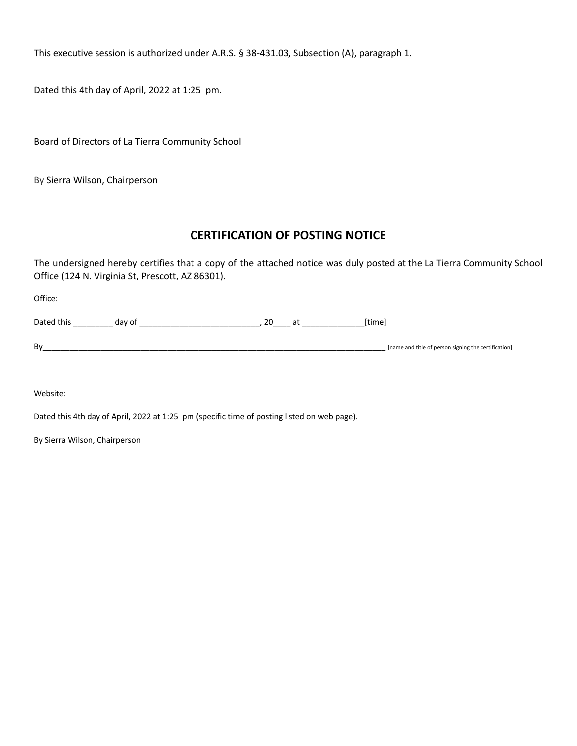This executive session is authorized under A.R.S. § 38-431.03, Subsection (A), paragraph 1.

Dated this 4th day of April, 2022 at 1:25 pm.

Board of Directors of La Tierra Community School

By Sierra Wilson, Chairperson

## CERTIFICATION OF POSTING NOTICE

The undersigned hereby certifies that a copy of the attached notice was duly posted at the La Tierra Community School Office (124 N. Virginia St, Prescott, AZ 86301).

Office:

Dated this _________ day of ___________________________, 20____ at ______________[time]

By_________________________________________________________________________________ [name and title of person signing the certification]

Website:

Dated this 4th day of April, 2022 at 1:25 pm (specific time of posting listed on web page).

By Sierra Wilson, Chairperson